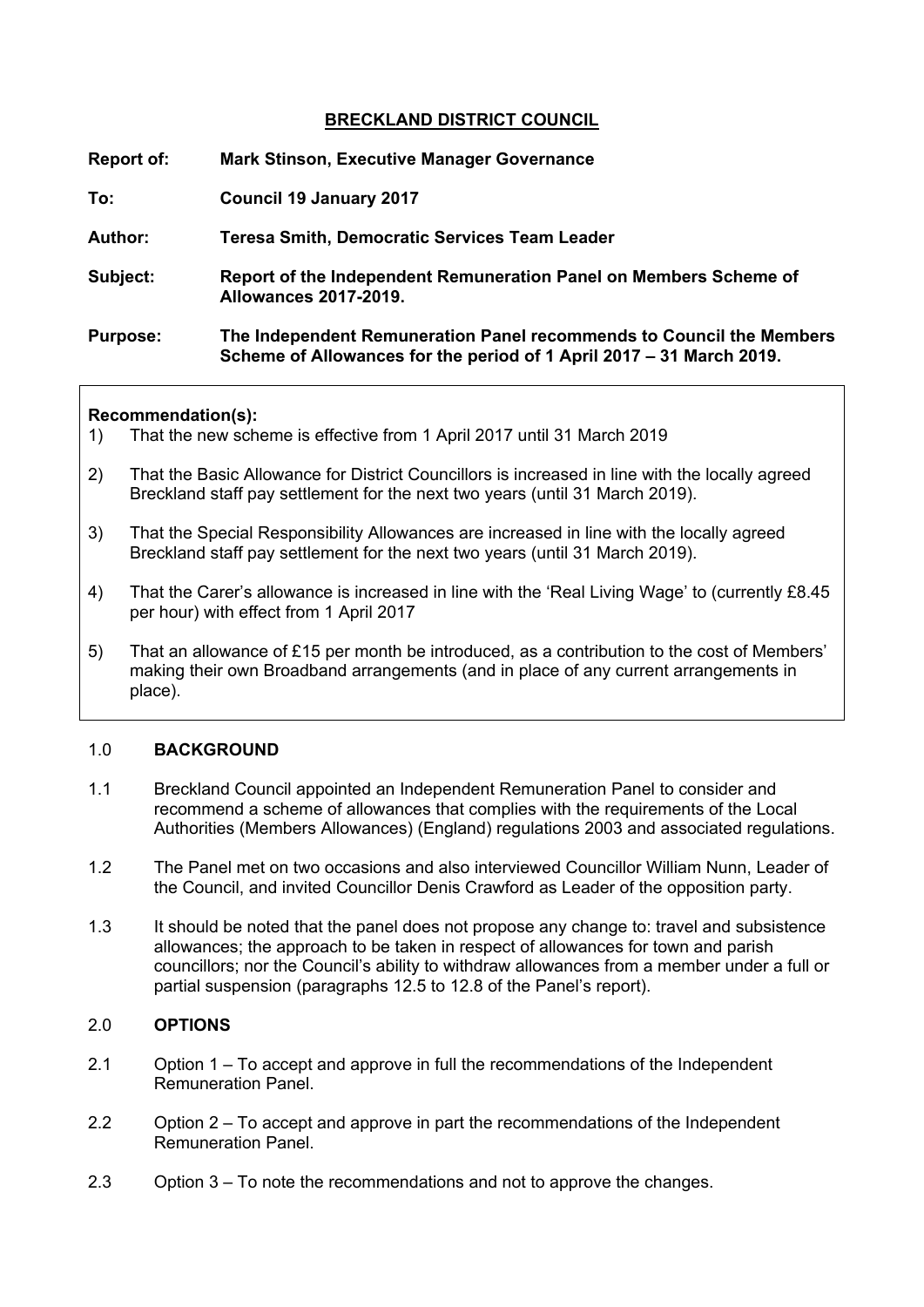# BRECKLAND DISTRICT COUNCIL

**Report of:** **Mark Stinson, Executive Manager Governance**

**To:** **Council 19 January 2017**

**Author:** **Teresa Smith, Democratic Services Team Leader**

**Subject:** **Report of the Independent Remuneration Panel on Members Scheme of Allowances 2017-2019.**

**Purpose:** **The Independent Remuneration Panel recommends to Council the Members Scheme of Allowances for the period of 1 April 2017 – 31 March 2019.**

**Recommendation(s):**

1) That the new scheme is effective from 1 April 2017 until 31 March 2019

2) That the Basic Allowance for District Councillors is increased in line with the locally agreed Breckland staff pay settlement for the next two years (until 31 March 2019).

3) That the Special Responsibility Allowances are increased in line with the locally agreed Breckland staff pay settlement for the next two years (until 31 March 2019).

4) That the Carer's allowance is increased in line with the 'Real Living Wage' to (currently £8.45 per hour) with effect from 1 April 2017

5) That an allowance of £15 per month be introduced, as a contribution to the cost of Members' making their own Broadband arrangements (and in place of any current arrangements in place).

## 1.0 BACKGROUND

1.1 Breckland Council appointed an Independent Remuneration Panel to consider and recommend a scheme of allowances that complies with the requirements of the Local Authorities (Members Allowances) (England) regulations 2003 and associated regulations.

1.2 The Panel met on two occasions and also interviewed Councillor William Nunn, Leader of the Council, and invited Councillor Denis Crawford as Leader of the opposition party.

1.3 It should be noted that the panel does not propose any change to: travel and subsistence allowances; the approach to be taken in respect of allowances for town and parish councillors; nor the Council's ability to withdraw allowances from a member under a full or partial suspension (paragraphs 12.5 to 12.8 of the Panel's report).

## 2.0 OPTIONS

2.1 Option 1 – To accept and approve in full the recommendations of the Independent Remuneration Panel.

2.2 Option 2 – To accept and approve in part the recommendations of the Independent Remuneration Panel.

2.3 Option 3 – To note the recommendations and not to approve the changes.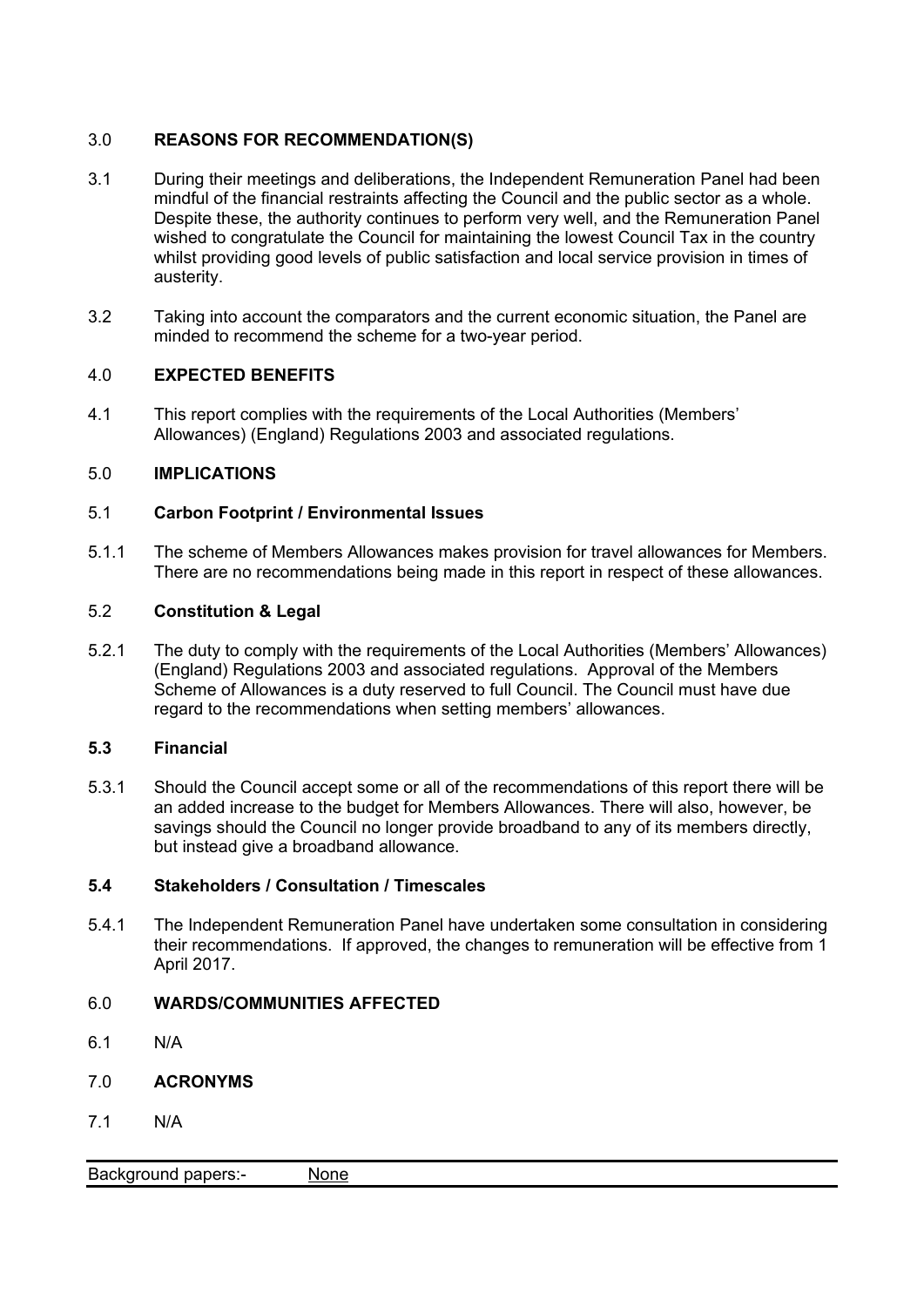## 3.0 REASONS FOR RECOMMENDATION(S)

3.1 During their meetings and deliberations, the Independent Remuneration Panel had been mindful of the financial restraints affecting the Council and the public sector as a whole. Despite these, the authority continues to perform very well, and the Remuneration Panel wished to congratulate the Council for maintaining the lowest Council Tax in the country whilst providing good levels of public satisfaction and local service provision in times of austerity.

3.2 Taking into account the comparators and the current economic situation, the Panel are minded to recommend the scheme for a two-year period.

## 4.0 EXPECTED BENEFITS

4.1 This report complies with the requirements of the Local Authorities (Members' Allowances) (England) Regulations 2003 and associated regulations.

## 5.0 IMPLICATIONS

### 5.1 Carbon Footprint / Environmental Issues

5.1.1 The scheme of Members Allowances makes provision for travel allowances for Members. There are no recommendations being made in this report in respect of these allowances.

### 5.2 Constitution & Legal

5.2.1 The duty to comply with the requirements of the Local Authorities (Members' Allowances) (England) Regulations 2003 and associated regulations. Approval of the Members Scheme of Allowances is a duty reserved to full Council. The Council must have due regard to the recommendations when setting members' allowances.

### 5.3 Financial

5.3.1 Should the Council accept some or all of the recommendations of this report there will be an added increase to the budget for Members Allowances. There will also, however, be savings should the Council no longer provide broadband to any of its members directly, but instead give a broadband allowance.

### 5.4 Stakeholders / Consultation / Timescales

5.4.1 The Independent Remuneration Panel have undertaken some consultation in considering their recommendations. If approved, the changes to remuneration will be effective from 1 April 2017.

## 6.0 WARDS/COMMUNITIES AFFECTED

6.1 N/A

## 7.0 ACRONYMS

7.1 N/A

| Background papers:- | None |
|---|---|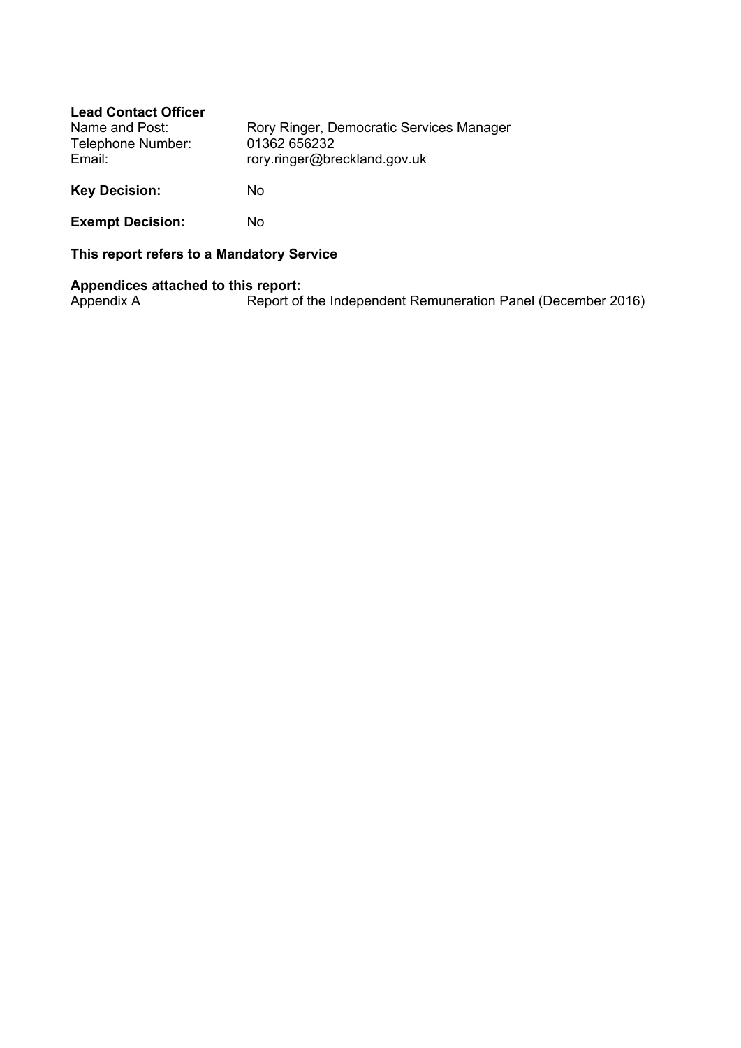**Lead Contact Officer**

| | |
|---|---|
| Name and Post: | Rory Ringer, Democratic Services Manager |
| Telephone Number: | 01362 656232 |
| Email: | rory.ringer@breckland.gov.uk |

**Key Decision:** No

**Exempt Decision:** No

**This report refers to a Mandatory Service**

**Appendices attached to this report:**

| | |
|---|---|
| Appendix A | Report of the Independent Remuneration Panel (December 2016) |